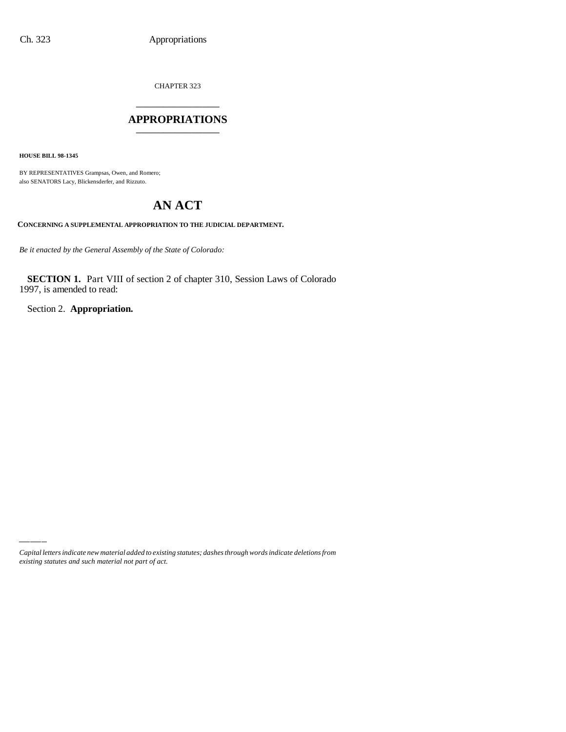CHAPTER 323

# APPROPRIATIONS

**HOUSE BILL 98-1345**

BY REPRESENTATIVES Grampsas, Owen, and Romero;
also SENATORS Lacy, Blickensderfer, and Rizzuto.

## AN ACT

**CONCERNING A SUPPLEMENTAL APPROPRIATION TO THE JUDICIAL DEPARTMENT.**

*Be it enacted by the General Assembly of the State of Colorado:*

**SECTION 1.** Part VIII of section 2 of chapter 310, Session Laws of Colorado 1997, is amended to read:

Section 2. **Appropriation.**

*Capital letters indicate new material added to existing statutes; dashes through words indicate deletions from existing statutes and such material not part of act.*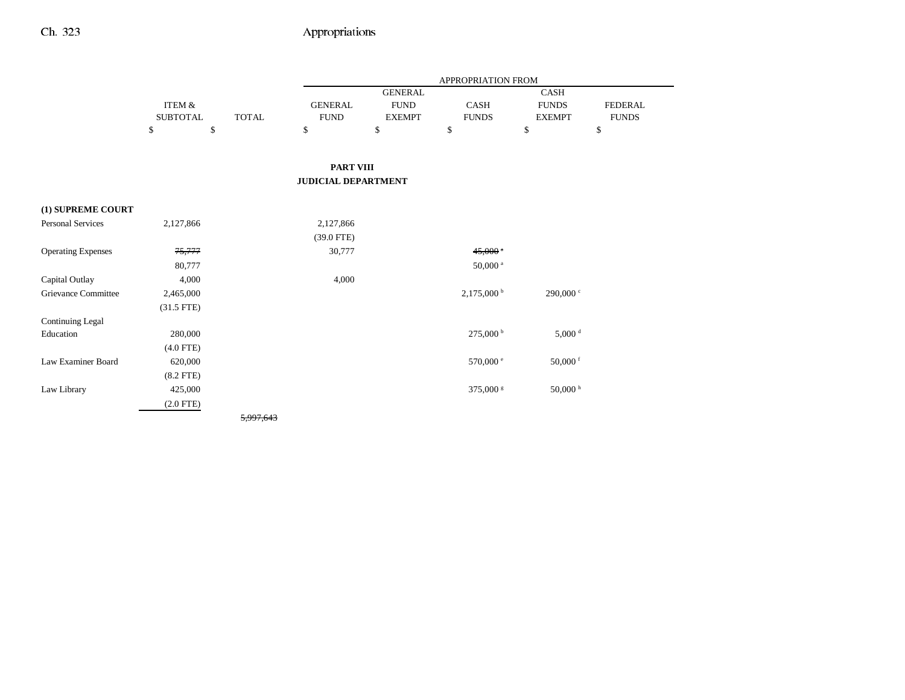## PART VIII
## JUDICIAL DEPARTMENT

| | ITEM & SUBTOTAL | TOTAL | GENERAL FUND | GENERAL FUND EXEMPT | CASH FUNDS | CASH FUNDS EXEMPT | FEDERAL FUNDS |
|---|---|---|---|---|---|---|---|
| | $ | $ | $ | $ | $ | $ | $ |
| **(1) SUPREME COURT** | | | | | | | |
| Personal Services | 2,127,866 | | 2,127,866 | | | | |
| | | | (39.0 FTE) | | | | |
| Operating Expenses | ~~75,777~~ | | 30,777 | | ~~45,000~~ [a] | | |
| | 80,777 | | | | 50,000 [a] | | |
| Capital Outlay | 4,000 | | 4,000 | | | | |
| Grievance Committee | 2,465,000 | | | | 2,175,000 [b] | 290,000 [c] | |
| | (31.5 FTE) | | | | | | |
| Continuing Legal Education | 280,000 | | | | 275,000 [b] | 5,000 [d] | |
| | (4.0 FTE) | | | | | | |
| Law Examiner Board | 620,000 | | | | 570,000 [e] | 50,000 [f] | |
| | (8.2 FTE) | | | | | | |
| Law Library | 425,000 | | | | 375,000 [g] | 50,000 [h] | |
| | (2.0 FTE) | | | | | | |
| | | ~~5,997,643~~ | | | | | |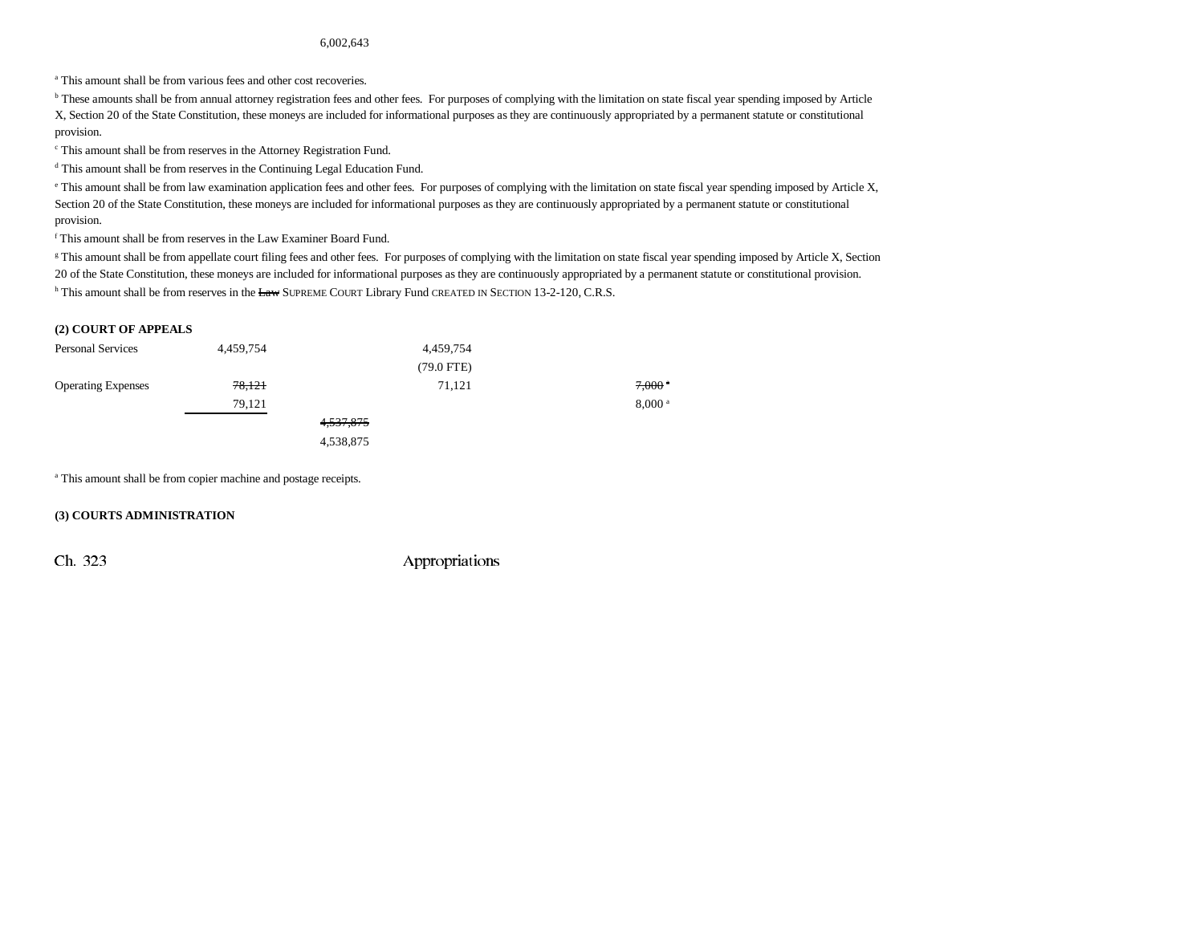6,002,643

[a] This amount shall be from various fees and other cost recoveries.

[b] These amounts shall be from annual attorney registration fees and other fees. For purposes of complying with the limitation on state fiscal year spending imposed by Article X, Section 20 of the State Constitution, these moneys are included for informational purposes as they are continuously appropriated by a permanent statute or constitutional provision.

[c] This amount shall be from reserves in the Attorney Registration Fund.

[d] This amount shall be from reserves in the Continuing Legal Education Fund.

[e] This amount shall be from law examination application fees and other fees. For purposes of complying with the limitation on state fiscal year spending imposed by Article X, Section 20 of the State Constitution, these moneys are included for informational purposes as they are continuously appropriated by a permanent statute or constitutional provision.

[f] This amount shall be from reserves in the Law Examiner Board Fund.

[g] This amount shall be from appellate court filing fees and other fees. For purposes of complying with the limitation on state fiscal year spending imposed by Article X, Section 20 of the State Constitution, these moneys are included for informational purposes as they are continuously appropriated by a permanent statute or constitutional provision.

[h] This amount shall be from reserves in the ~~Law~~ SUPREME COURT Library Fund CREATED IN SECTION 13-2-120, C.R.S.

**(2) COURT OF APPEALS**

| | | | | | |
|---|---|---|---|---|---|
| Personal Services | 4,459,754 | | 4,459,754 | | |
| | | | (79.0 FTE) | | |
| Operating Expenses | ~~78,121~~ | | 71,121 | | ~~7,000~~ [a] |
| | 79,121 | | | | 8,000 [a] |
| | | ~~4,537,875~~ | | | |
| | | 4,538,875 | | | |

[a] This amount shall be from copier machine and postage receipts.

**(3) COURTS ADMINISTRATION**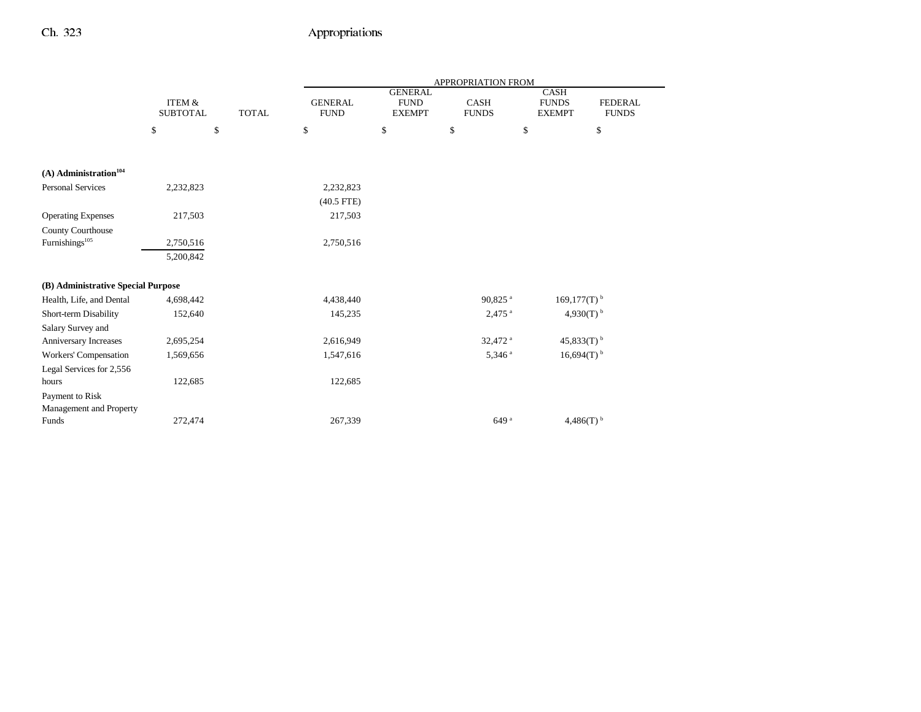| | ITEM & SUBTOTAL | TOTAL | APPROPRIATION FROM GENERAL FUND | GENERAL FUND EXEMPT | CASH FUNDS | CASH FUNDS EXEMPT | FEDERAL FUNDS |
|---|---|---|---|---|---|---|---|
| | $ | $ | $ | $ | $ | $ | $ |
| **(A) Administration**[104] | | | | | | | |
| Personal Services | 2,232,823 | | 2,232,823 | | | | |
| | | | (40.5 FTE) | | | | |
| Operating Expenses | 217,503 | | 217,503 | | | | |
| County Courthouse Furnishings[105] | 2,750,516 | | 2,750,516 | | | | |
| | 5,200,842 | | | | | | |
| **(B) Administrative Special Purpose** | | | | | | | |
| Health, Life, and Dental | 4,698,442 | | 4,438,440 | | 90,825[a] | 169,177(T)[b] | |
| Short-term Disability | 152,640 | | 145,235 | | 2,475[a] | 4,930(T)[b] | |
| Salary Survey and Anniversary Increases | 2,695,254 | | 2,616,949 | | 32,472[a] | 45,833(T)[b] | |
| Workers' Compensation | 1,569,656 | | 1,547,616 | | 5,346[a] | 16,694(T)[b] | |
| Legal Services for 2,556 hours | 122,685 | | 122,685 | | | | |
| Payment to Risk Management and Property Funds | 272,474 | | 267,339 | | 649[a] | 4,486(T)[b] | |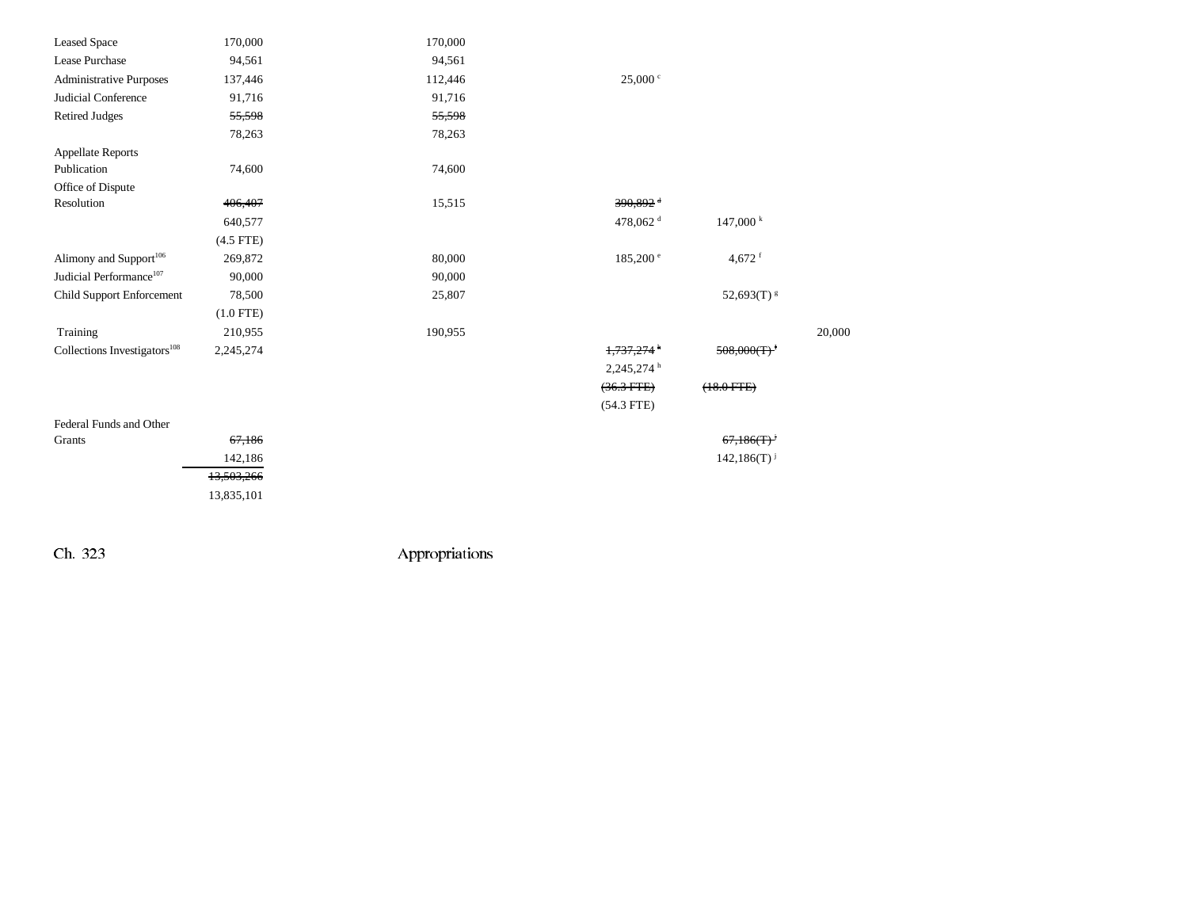| | | | | | |
|---|---|---|---|---|---|
| Leased Space | 170,000 | 170,000 | | | |
| Lease Purchase | 94,561 | 94,561 | | | |
| Administrative Purposes | 137,446 | 112,446 | 25,000 [c] | | |
| Judicial Conference | 91,716 | 91,716 | | | |
| Retired Judges | ~~55,598~~ | ~~55,598~~ | | | |
| | 78,263 | 78,263 | | | |
| Appellate Reports Publication | 74,600 | 74,600 | | | |
| Office of Dispute Resolution | ~~406,407~~ | 15,515 | ~~390,892~~ [d] | | |
| | 640,577 | | 478,062 [d] | 147,000 [k] | |
| | (4.5 FTE) | | | | |
| Alimony and Support[106] | 269,872 | 80,000 | 185,200 [e] | 4,672 [f] | |
| Judicial Performance[107] | 90,000 | 90,000 | | | |
| Child Support Enforcement | 78,500 | 25,807 | | 52,693(T) [g] | |
| | (1.0 FTE) | | | | |
| Training | 210,955 | 190,955 | | | 20,000 |
| Collections Investigators[108] | 2,245,274 | | ~~1,737,274~~ [h] | ~~508,000(T)~~ [i] | |
| | | | 2,245,274 [h] | | |
| | | | ~~(36.3 FTE)~~ | ~~(18.0 FTE)~~ | |
| | | | (54.3 FTE) | | |
| Federal Funds and Other Grants | ~~67,186~~ | | | ~~67,186(T)~~ [j] | |
| | 142,186 | | | 142,186(T) [j] | |
| | ~~13,503,266~~ | | | | |
| | 13,835,101 | | | | |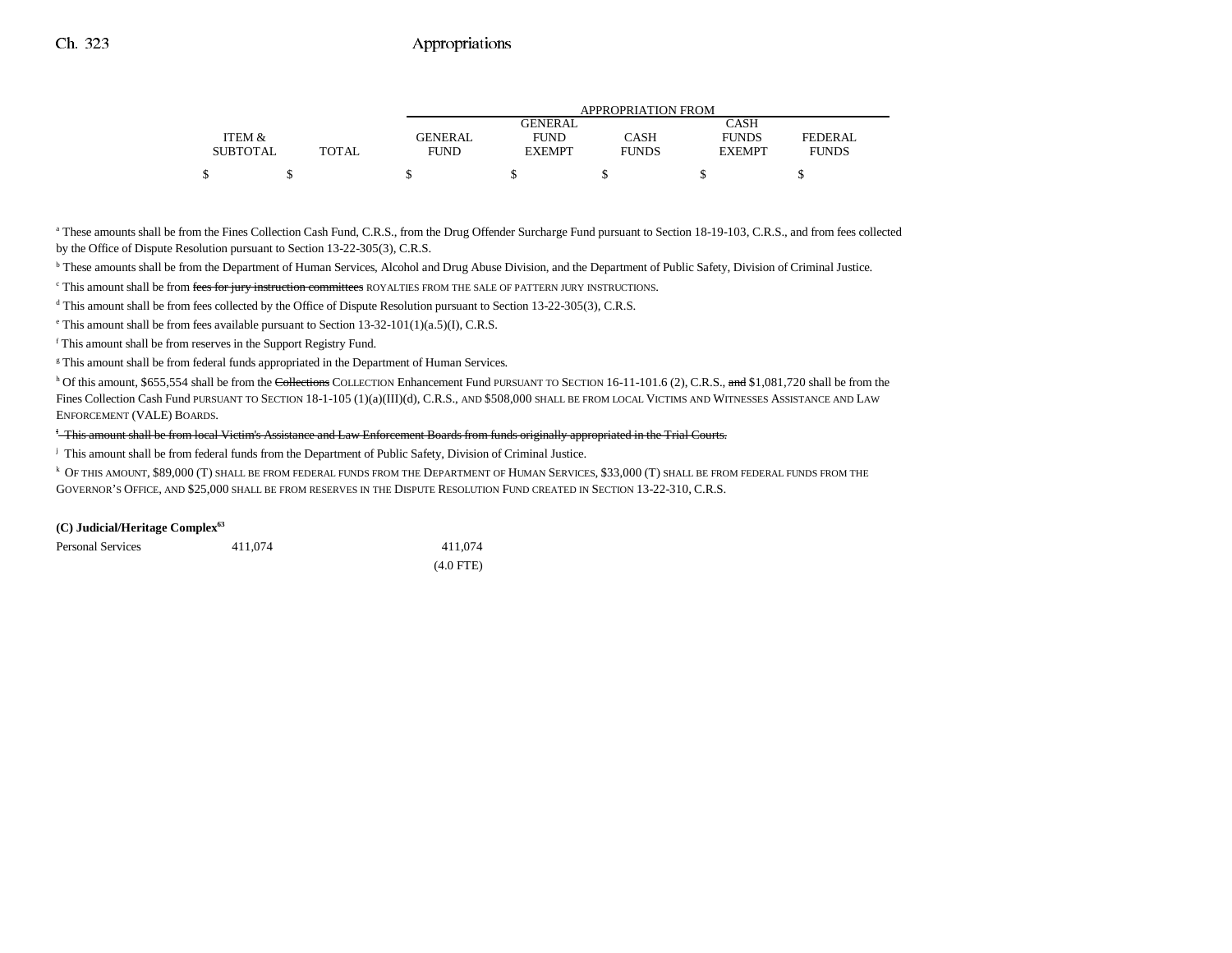| ITEM & SUBTOTAL | TOTAL | GENERAL FUND | GENERAL FUND EXEMPT | CASH FUNDS | CASH FUNDS EXEMPT | FEDERAL FUNDS |
|---|---|---|---|---|---|---|
| | | APPROPRIATION FROM | | | | |
| $ | $ | $ | $ | $ | $ | $ |

[a] These amounts shall be from the Fines Collection Cash Fund, C.R.S., from the Drug Offender Surcharge Fund pursuant to Section 18-19-103, C.R.S., and from fees collected by the Office of Dispute Resolution pursuant to Section 13-22-305(3), C.R.S.

[b] These amounts shall be from the Department of Human Services, Alcohol and Drug Abuse Division, and the Department of Public Safety, Division of Criminal Justice.

[c] This amount shall be from ~~fees for jury instruction committees~~ ROYALTIES FROM THE SALE OF PATTERN JURY INSTRUCTIONS.

[d] This amount shall be from fees collected by the Office of Dispute Resolution pursuant to Section 13-22-305(3), C.R.S.

[e] This amount shall be from fees available pursuant to Section 13-32-101(1)(a.5)(I), C.R.S.

[f] This amount shall be from reserves in the Support Registry Fund.

[g] This amount shall be from federal funds appropriated in the Department of Human Services.

[h] Of this amount, $655,554 shall be from the ~~Collections~~ COLLECTION Enhancement Fund PURSUANT TO SECTION 16-11-101.6 (2), C.R.S., ~~and~~ $1,081,720 shall be from the Fines Collection Cash Fund PURSUANT TO SECTION 18-1-105 (1)(a)(III)(d), C.R.S., AND $508,000 SHALL BE FROM LOCAL VICTIMS AND WITNESSES ASSISTANCE AND LAW ENFORCEMENT (VALE) BOARDS.

~~[i] This amount shall be from local Victim's Assistance and Law Enforcement Boards from funds originally appropriated in the Trial Courts.~~

[j] This amount shall be from federal funds from the Department of Public Safety, Division of Criminal Justice.

[k] OF THIS AMOUNT, $89,000 (T) SHALL BE FROM FEDERAL FUNDS FROM THE DEPARTMENT OF HUMAN SERVICES, $33,000 (T) SHALL BE FROM FEDERAL FUNDS FROM THE GOVERNOR'S OFFICE, AND $25,000 SHALL BE FROM RESERVES IN THE DISPUTE RESOLUTION FUND CREATED IN SECTION 13-22-310, C.R.S.

**(C) Judicial/Heritage Complex[63]**

| | ITEM & SUBTOTAL | TOTAL | GENERAL FUND | GENERAL FUND EXEMPT | CASH FUNDS | CASH FUNDS EXEMPT | FEDERAL FUNDS |
|---|---|---|---|---|---|---|---|
| Personal Services | 411,074 | | 411,074 | | | | |
| | | | (4.0 FTE) | | | | |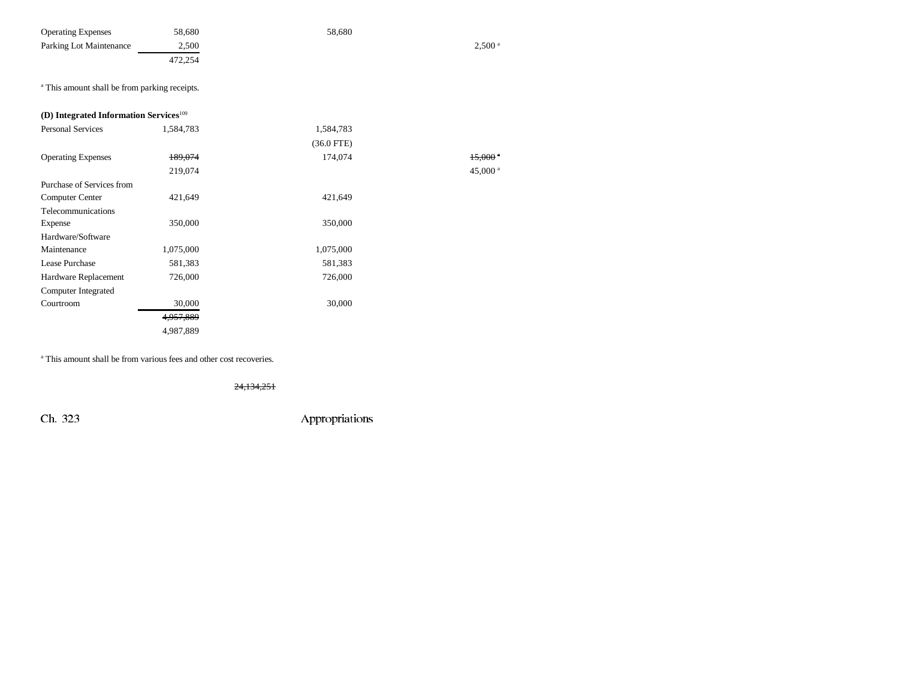| | | | | |
|---|---|---|---|---|
| Operating Expenses | 58,680 | 58,680 | | |
| Parking Lot Maintenance | 2,500 | | | 2,500[a] |
| | 472,254 | | | |

[a] This amount shall be from parking receipts.

**(D) Integrated Information Services**[109]

| | | | | |
|---|---|---|---|---|
| Personal Services | 1,584,783 | 1,584,783 | | |
| | | (36.0 FTE) | | |
| Operating Expenses | ~~189,074~~ | 174,074 | | ~~15,000~~[a] |
| | 219,074 | | | 45,000[a] |
| Purchase of Services from Computer Center | 421,649 | 421,649 | | |
| Telecommunications Expense | 350,000 | 350,000 | | |
| Hardware/Software Maintenance | 1,075,000 | 1,075,000 | | |
| Lease Purchase | 581,383 | 581,383 | | |
| Hardware Replacement | 726,000 | 726,000 | | |
| Computer Integrated Courtroom | 30,000 | 30,000 | | |
| | ~~4,957,889~~ | | | |
| | 4,987,889 | | | |

[a] This amount shall be from various fees and other cost recoveries.

~~24,134,251~~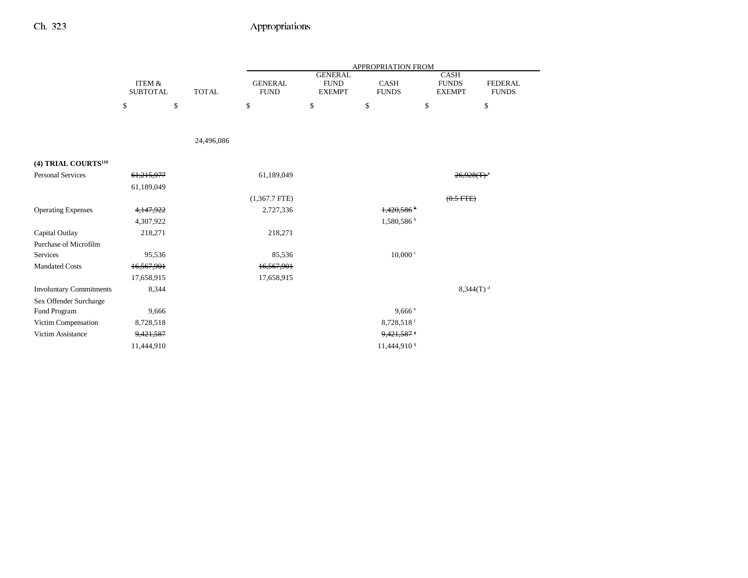| | ITEM & SUBTOTAL | TOTAL | APPROPRIATION FROM GENERAL FUND | GENERAL FUND EXEMPT | CASH FUNDS | CASH FUNDS EXEMPT | FEDERAL FUNDS |
|---|---|---|---|---|---|---|---|
| | $ | $ | $ | $ | $ | $ | $ |
| | | 24,496,086 | | | | | |
| **(4) TRIAL COURTS[110]** | | | | | | | |
| Personal Services | ~~61,215,977~~ 61,189,049 | | 61,189,049 (1,367.7 FTE) | | | ~~26,928(T) [a]~~ ~~(0.5 FTE)~~ | |
| Operating Expenses | ~~4,147,922~~ 4,307,922 | | 2,727,336 | | ~~1,420,586 [b]~~ 1,580,586 [b] | | |
| Capital Outlay | 218,271 | | 218,271 | | | | |
| Purchase of Microfilm Services | 95,536 | | 85,536 | | 10,000 [c] | | |
| Mandated Costs | ~~16,567,901~~ 17,658,915 | | ~~16,567,901~~ 17,658,915 | | | | |
| Involuntary Commitments | 8,344 | | | | | 8,344(T) [d] | |
| Sex Offender Surcharge Fund Program | 9,666 | | | | 9,666 [e] | | |
| Victim Compensation | 8,728,518 | | | | 8,728,518 [f] | | |
| Victim Assistance | ~~9,421,587~~ 11,444,910 | | | | ~~9,421,587 [g]~~ 11,444,910 [g] | | |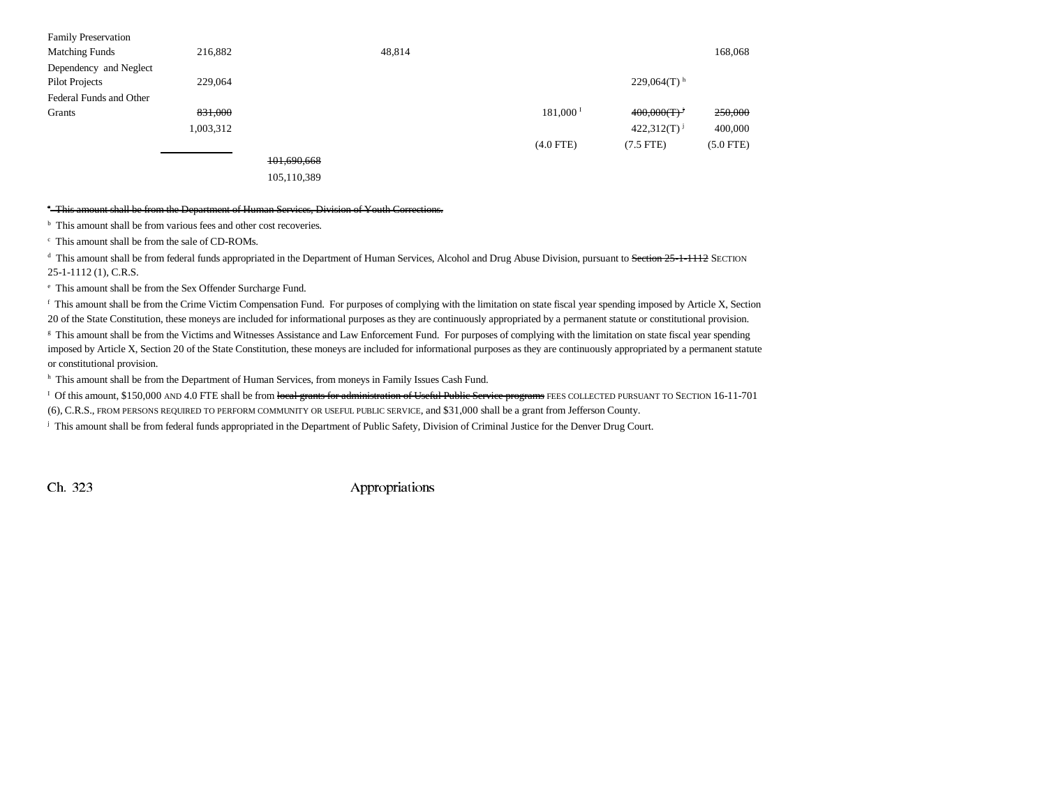| | | | | | | |
|---|---|---|---|---|---|---|
| Family Preservation Matching Funds | 216,882 | | 48,814 | | | 168,068 |
| Dependency and Neglect Pilot Projects | 229,064 | | | | 229,064(T) [h] | |
| Federal Funds and Other Grants | ~~831,000~~ | | | 181,000 [i] | ~~400,000(T) [j]~~ | ~~250,000~~ |
| | 1,003,312 | | | | 422,312(T) [j] | 400,000 |
| | | | | (4.0 FTE) | (7.5 FTE) | (5.0 FTE) |
| | | ~~101,690,668~~ | | | | |
| | | 105,110,389 | | | | |

[a] ~~This amount shall be from the Department of Human Services, Division of Youth Corrections.~~

[b] This amount shall be from various fees and other cost recoveries.

[c] This amount shall be from the sale of CD-ROMs.

[d] This amount shall be from federal funds appropriated in the Department of Human Services, Alcohol and Drug Abuse Division, pursuant to ~~Section 25-1-1112~~ SECTION 25-1-1112 (1), C.R.S.

[e] This amount shall be from the Sex Offender Surcharge Fund.

[f] This amount shall be from the Crime Victim Compensation Fund. For purposes of complying with the limitation on state fiscal year spending imposed by Article X, Section 20 of the State Constitution, these moneys are included for informational purposes as they are continuously appropriated by a permanent statute or constitutional provision.

[g] This amount shall be from the Victims and Witnesses Assistance and Law Enforcement Fund. For purposes of complying with the limitation on state fiscal year spending imposed by Article X, Section 20 of the State Constitution, these moneys are included for informational purposes as they are continuously appropriated by a permanent statute or constitutional provision.

[h] This amount shall be from the Department of Human Services, from moneys in Family Issues Cash Fund.

[i] Of this amount, $150,000 AND 4.0 FTE shall be from ~~local grants for administration of Useful Public Service programs~~ FEES COLLECTED PURSUANT TO SECTION 16-11-701 (6), C.R.S., FROM PERSONS REQUIRED TO PERFORM COMMUNITY OR USEFUL PUBLIC SERVICE, and $31,000 shall be a grant from Jefferson County.

[j] This amount shall be from federal funds appropriated in the Department of Public Safety, Division of Criminal Justice for the Denver Drug Court.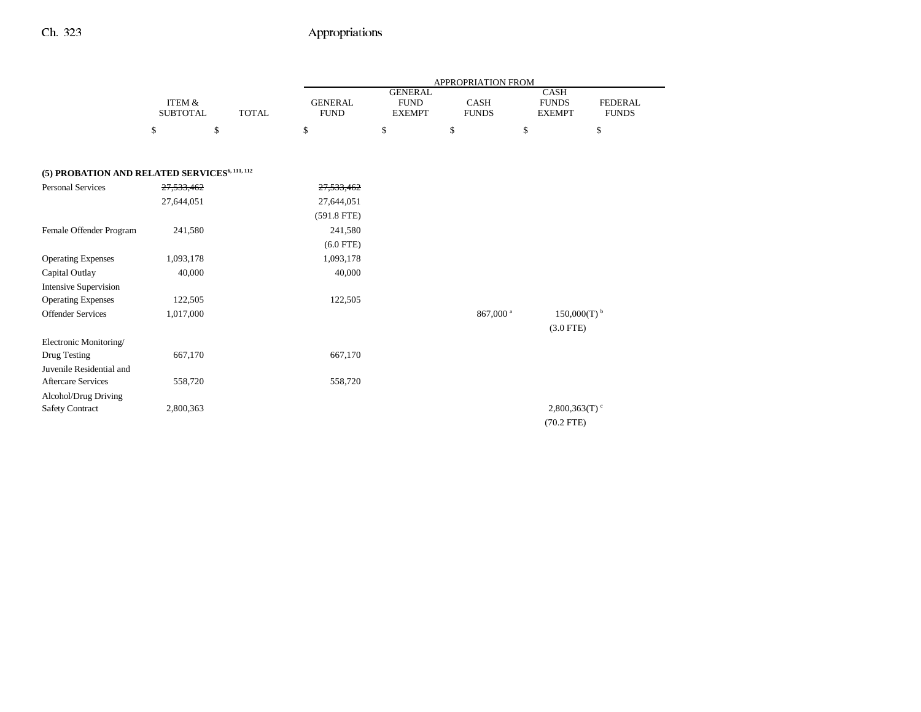| | ITEM & SUBTOTAL | TOTAL | APPROPRIATION FROM GENERAL FUND | GENERAL FUND EXEMPT | CASH FUNDS | CASH FUNDS EXEMPT | FEDERAL FUNDS |
|---|---|---|---|---|---|---|---|
| | $ | $ | $ | $ | $ | $ | $ |
| **(5) PROBATION AND RELATED SERVICES**[6, 111, 112] | | | | | | | |
| Personal Services | ~~27,533,462~~ | | ~~27,533,462~~ | | | | |
| | 27,644,051 | | 27,644,051 | | | | |
| | | | (591.8 FTE) | | | | |
| Female Offender Program | 241,580 | | 241,580 | | | | |
| | | | (6.0 FTE) | | | | |
| Operating Expenses | 1,093,178 | | 1,093,178 | | | | |
| Capital Outlay | 40,000 | | 40,000 | | | | |
| Intensive Supervision Operating Expenses | 122,505 | | 122,505 | | | | |
| Offender Services | 1,017,000 | | | | 867,000[a] | 150,000(T)[b] | |
| | | | | | | (3.0 FTE) | |
| Electronic Monitoring/ Drug Testing | 667,170 | | 667,170 | | | | |
| Juvenile Residential and Aftercare Services | 558,720 | | 558,720 | | | | |
| Alcohol/Drug Driving Safety Contract | 2,800,363 | | | | | 2,800,363(T)[c] | |
| | | | | | | (70.2 FTE) | |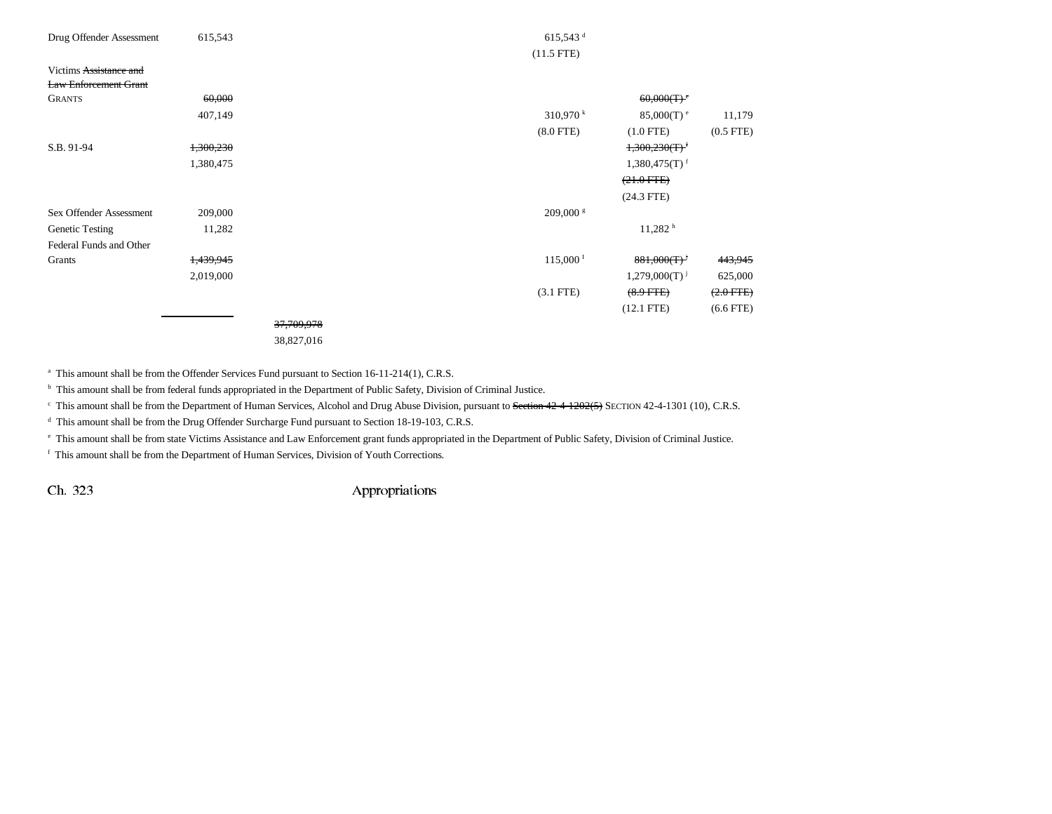| | | | | | |
|---|---|---|---|---|---|
| Drug Offender Assessment | 615,543 | | 615,543 [d] | | |
| | | | (11.5 FTE) | | |
| Victims ~~Assistance and Law Enforcement Grant~~ GRANTS | ~~60,000~~ | | | ~~60,000(T)~~ [e] | |
| | 407,149 | | 310,970 [k] | 85,000(T) [e] | 11,179 |
| | | | (8.0 FTE) | (1.0 FTE) | (0.5 FTE) |
| S.B. 91-94 | ~~1,300,230~~ | | | ~~1,300,230(T)~~ [f] | |
| | 1,380,475 | | | 1,380,475(T) [f] | |
| | | | | ~~(21.0 FTE)~~ | |
| | | | | (24.3 FTE) | |
| Sex Offender Assessment | 209,000 | | 209,000 [g] | | |
| Genetic Testing | 11,282 | | | 11,282 [h] | |
| Federal Funds and Other Grants | ~~1,439,945~~ | | 115,000 [i] | ~~881,000(T)~~ [j] | ~~443,945~~ |
| | 2,019,000 | | | 1,279,000(T) [j] | 625,000 |
| | | | (3.1 FTE) | ~~(8.9 FTE)~~ | ~~(2.0 FTE)~~ |
| | | | | (12.1 FTE) | (6.6 FTE) |
| | | ~~37,709,978~~ | | | |
| | | 38,827,016 | | | |

[a] This amount shall be from the Offender Services Fund pursuant to Section 16-11-214(1), C.R.S.

[b] This amount shall be from federal funds appropriated in the Department of Public Safety, Division of Criminal Justice.

[c] This amount shall be from the Department of Human Services, Alcohol and Drug Abuse Division, pursuant to ~~Section 42-4-1202(5)~~ SECTION 42-4-1301 (10), C.R.S.

[d] This amount shall be from the Drug Offender Surcharge Fund pursuant to Section 18-19-103, C.R.S.

[e] This amount shall be from state Victims Assistance and Law Enforcement grant funds appropriated in the Department of Public Safety, Division of Criminal Justice.

[f] This amount shall be from the Department of Human Services, Division of Youth Corrections.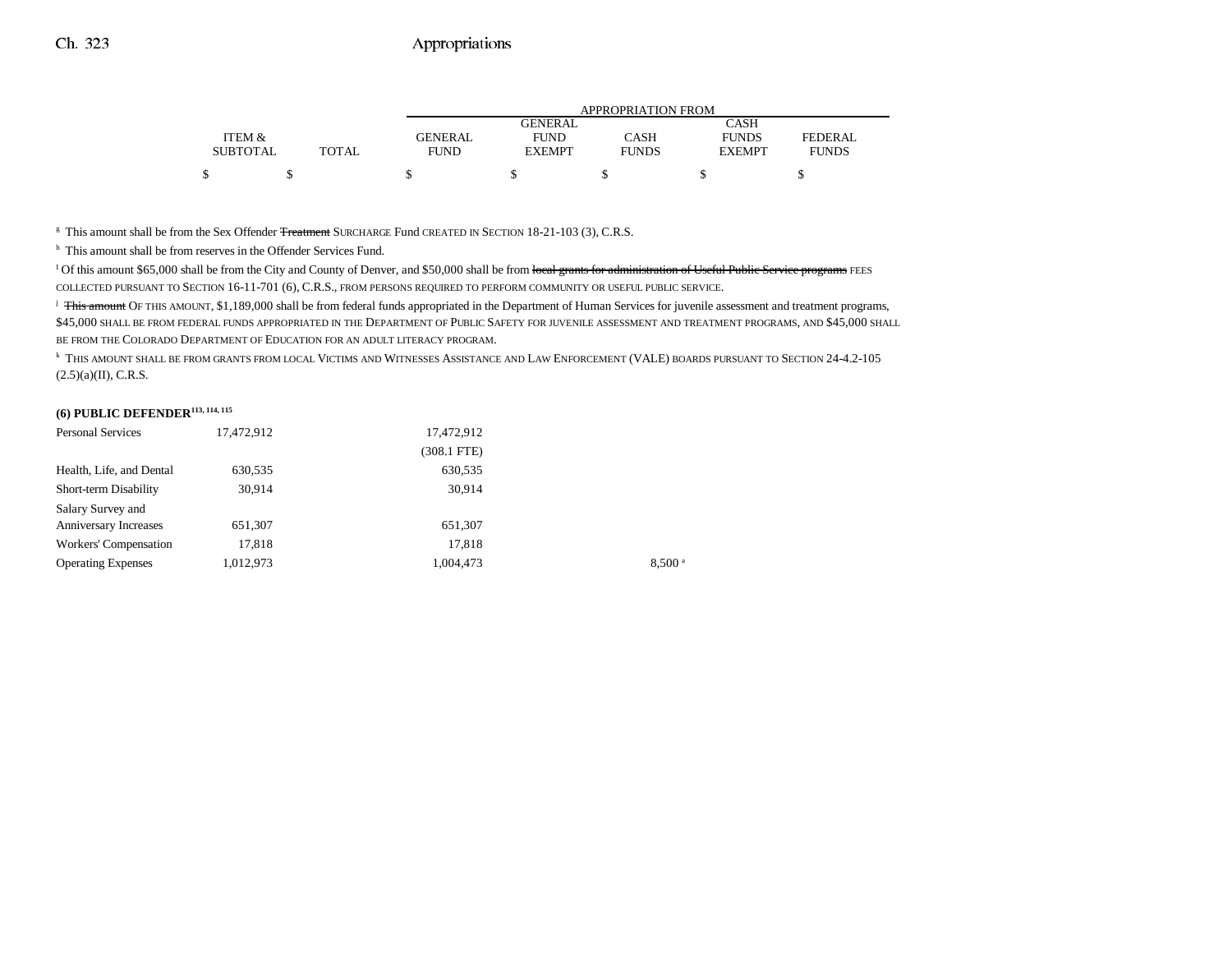| | ITEM & SUBTOTAL | TOTAL | GENERAL FUND | GENERAL FUND EXEMPT | CASH FUNDS | CASH FUNDS EXEMPT | FEDERAL FUNDS |
|---|---|---|---|---|---|---|---|
| | | | APPROPRIATION FROM | | | | |
| | $ | $ | $ | $ | $ | $ | $ |

[g] This amount shall be from the Sex Offender ~~Treatment~~ SURCHARGE Fund CREATED IN SECTION 18-21-103 (3), C.R.S.

[h] This amount shall be from reserves in the Offender Services Fund.

[i] Of this amount $65,000 shall be from the City and County of Denver, and $50,000 shall be from ~~local grants for administration of Useful Public Service programs~~ FEES COLLECTED PURSUANT TO SECTION 16-11-701 (6), C.R.S., FROM PERSONS REQUIRED TO PERFORM COMMUNITY OR USEFUL PUBLIC SERVICE.

[j] ~~This amount~~ OF THIS AMOUNT, $1,189,000 shall be from federal funds appropriated in the Department of Human Services for juvenile assessment and treatment programs, $45,000 SHALL BE FROM FEDERAL FUNDS APPROPRIATED IN THE DEPARTMENT OF PUBLIC SAFETY FOR JUVENILE ASSESSMENT AND TREATMENT PROGRAMS, AND $45,000 SHALL BE FROM THE COLORADO DEPARTMENT OF EDUCATION FOR AN ADULT LITERACY PROGRAM.

[k] THIS AMOUNT SHALL BE FROM GRANTS FROM LOCAL VICTIMS AND WITNESSES ASSISTANCE AND LAW ENFORCEMENT (VALE) BOARDS PURSUANT TO SECTION 24-4.2-105 (2.5)(a)(II), C.R.S.

**(6) PUBLIC DEFENDER[113, 114, 115]**

| | ITEM & SUBTOTAL | TOTAL | GENERAL FUND | GENERAL FUND EXEMPT | CASH FUNDS | CASH FUNDS EXEMPT | FEDERAL FUNDS |
|---|---|---|---|---|---|---|---|
| Personal Services | 17,472,912 | | 17,472,912 | | | | |
| | | | (308.1 FTE) | | | | |
| Health, Life, and Dental | 630,535 | | 630,535 | | | | |
| Short-term Disability | 30,914 | | 30,914 | | | | |
| Salary Survey and Anniversary Increases | 651,307 | | 651,307 | | | | |
| Workers' Compensation | 17,818 | | 17,818 | | | | |
| Operating Expenses | 1,012,973 | | 1,004,473 | | 8,500[a] | | |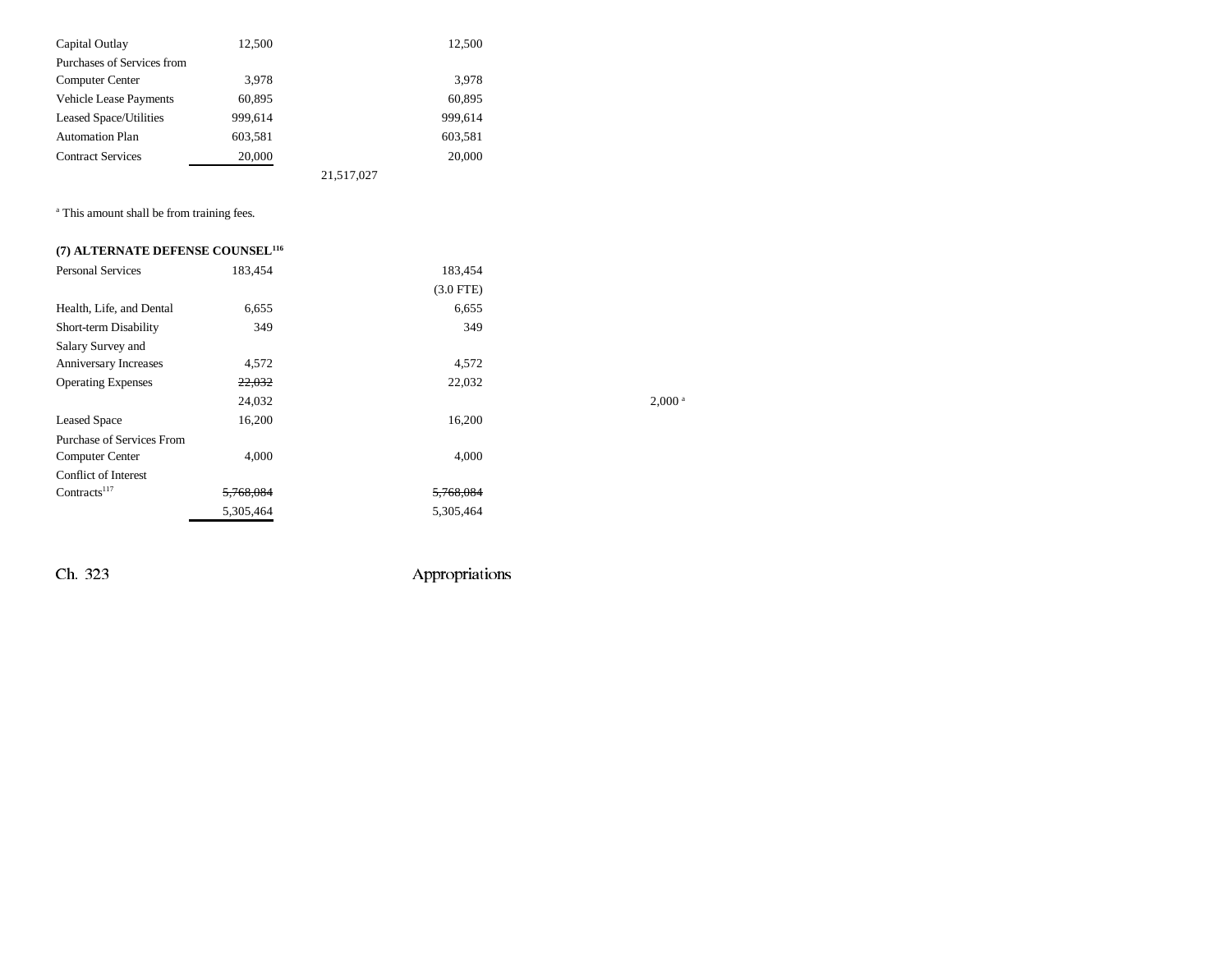| | | | | |
|---|---|---|---|---|
| Capital Outlay | 12,500 | | 12,500 | |
| Purchases of Services from Computer Center | 3,978 | | 3,978 | |
| Vehicle Lease Payments | 60,895 | | 60,895 | |
| Leased Space/Utilities | 999,614 | | 999,614 | |
| Automation Plan | 603,581 | | 603,581 | |
| Contract Services | 20,000 | | 20,000 | |
| | | 21,517,027 | | |

[a] This amount shall be from training fees.

**(7) ALTERNATE DEFENSE COUNSEL[116]**

| | | | | |
|---|---|---|---|---|
| Personal Services | 183,454 | | 183,454 | |
| | | | (3.0 FTE) | |
| Health, Life, and Dental | 6,655 | | 6,655 | |
| Short-term Disability | 349 | | 349 | |
| Salary Survey and Anniversary Increases | 4,572 | | 4,572 | |
| Operating Expenses | ~~22,032~~ | | 22,032 | |
| | 24,032 | | | 2,000 [a] |
| Leased Space | 16,200 | | 16,200 | |
| Purchase of Services From Computer Center | 4,000 | | 4,000 | |
| Conflict of Interest Contracts[117] | ~~5,768,084~~ | | ~~5,768,084~~ | |
| | 5,305,464 | | 5,305,464 | |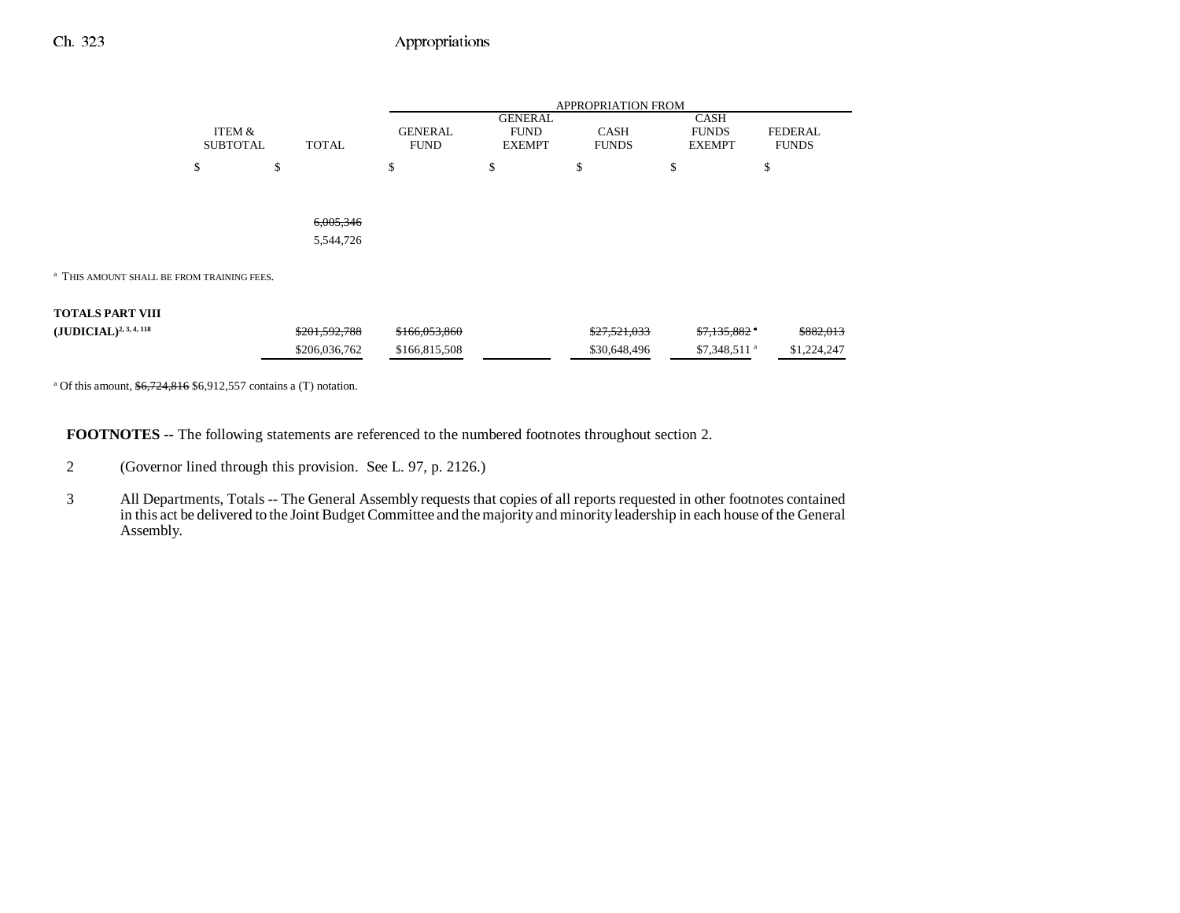| | ITEM & SUBTOTAL | TOTAL | GENERAL FUND | GENERAL FUND EXEMPT | CASH FUNDS | CASH FUNDS EXEMPT | FEDERAL FUNDS |
|---|---|---|---|---|---|---|---|
| | | | APPROPRIATION FROM | | | | |
| | $ | $ | $ | $ | $ | $ | $ |
| | | ~~6,005,346~~ 5,544,726 | | | | | |

[a] THIS AMOUNT SHALL BE FROM TRAINING FEES.

| | ITEM & SUBTOTAL | TOTAL | GENERAL FUND | GENERAL FUND EXEMPT | CASH FUNDS | CASH FUNDS EXEMPT | FEDERAL FUNDS |
|---|---|---|---|---|---|---|---|
| **TOTALS PART VIII (JUDICIAL)**[2, 3, 4, 118] | | ~~$201,592,788~~ $206,036,762 | ~~$166,053,860~~ $166,815,508 | | ~~$27,521,033~~ $30,648,496 | ~~$7,135,882~~[a] $7,348,511[a] | ~~$882,013~~ $1,224,247 |

[a] Of this amount, ~~$6,724,816~~ $6,912,557 contains a (T) notation.

**FOOTNOTES** -- The following statements are referenced to the numbered footnotes throughout section 2.

2 (Governor lined through this provision. See L. 97, p. 2126.)

3 All Departments, Totals -- The General Assembly requests that copies of all reports requested in other footnotes contained in this act be delivered to the Joint Budget Committee and the majority and minority leadership in each house of the General Assembly.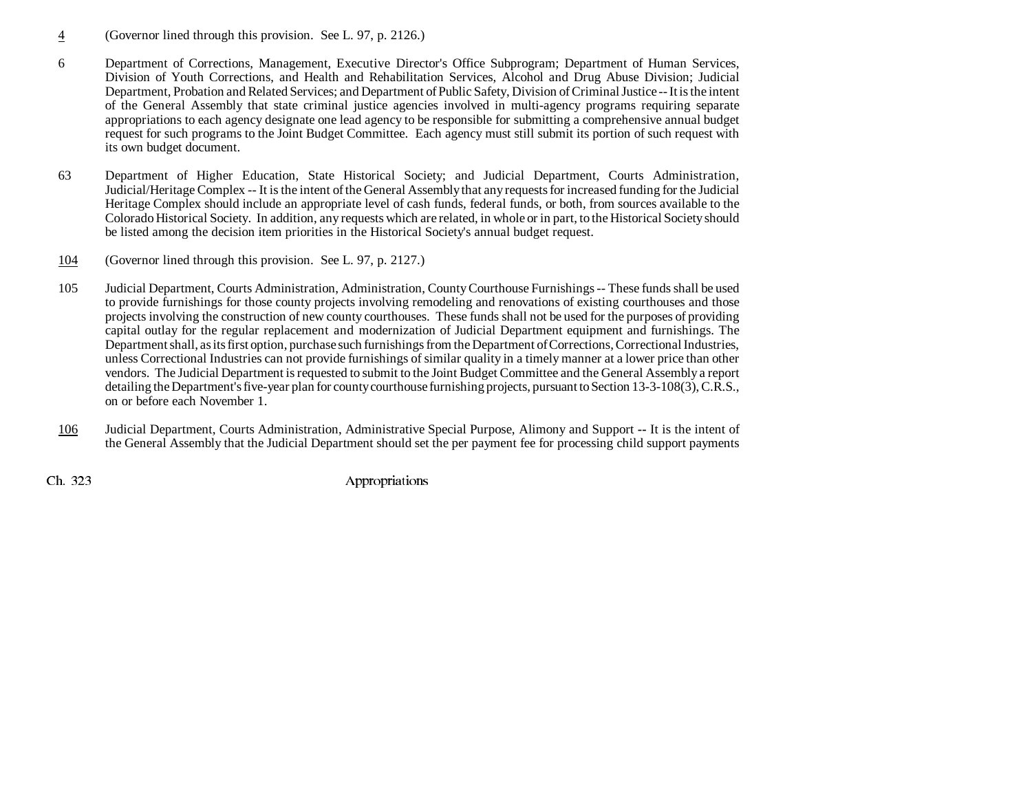4 (Governor lined through this provision. See L. 97, p. 2126.)

6 Department of Corrections, Management, Executive Director's Office Subprogram; Department of Human Services, Division of Youth Corrections, and Health and Rehabilitation Services, Alcohol and Drug Abuse Division; Judicial Department, Probation and Related Services; and Department of Public Safety, Division of Criminal Justice -- It is the intent of the General Assembly that state criminal justice agencies involved in multi-agency programs requiring separate appropriations to each agency designate one lead agency to be responsible for submitting a comprehensive annual budget request for such programs to the Joint Budget Committee. Each agency must still submit its portion of such request with its own budget document.

63 Department of Higher Education, State Historical Society; and Judicial Department, Courts Administration, Judicial/Heritage Complex -- It is the intent of the General Assembly that any requests for increased funding for the Judicial Heritage Complex should include an appropriate level of cash funds, federal funds, or both, from sources available to the Colorado Historical Society. In addition, any requests which are related, in whole or in part, to the Historical Society should be listed among the decision item priorities in the Historical Society's annual budget request.

104 (Governor lined through this provision. See L. 97, p. 2127.)

105 Judicial Department, Courts Administration, Administration, County Courthouse Furnishings -- These funds shall be used to provide furnishings for those county projects involving remodeling and renovations of existing courthouses and those projects involving the construction of new county courthouses. These funds shall not be used for the purposes of providing capital outlay for the regular replacement and modernization of Judicial Department equipment and furnishings. The Department shall, as its first option, purchase such furnishings from the Department of Corrections, Correctional Industries, unless Correctional Industries can not provide furnishings of similar quality in a timely manner at a lower price than other vendors. The Judicial Department is requested to submit to the Joint Budget Committee and the General Assembly a report detailing the Department's five-year plan for county courthouse furnishing projects, pursuant to Section 13-3-108(3), C.R.S., on or before each November 1.

106 Judicial Department, Courts Administration, Administrative Special Purpose, Alimony and Support -- It is the intent of the General Assembly that the Judicial Department should set the per payment fee for processing child support payments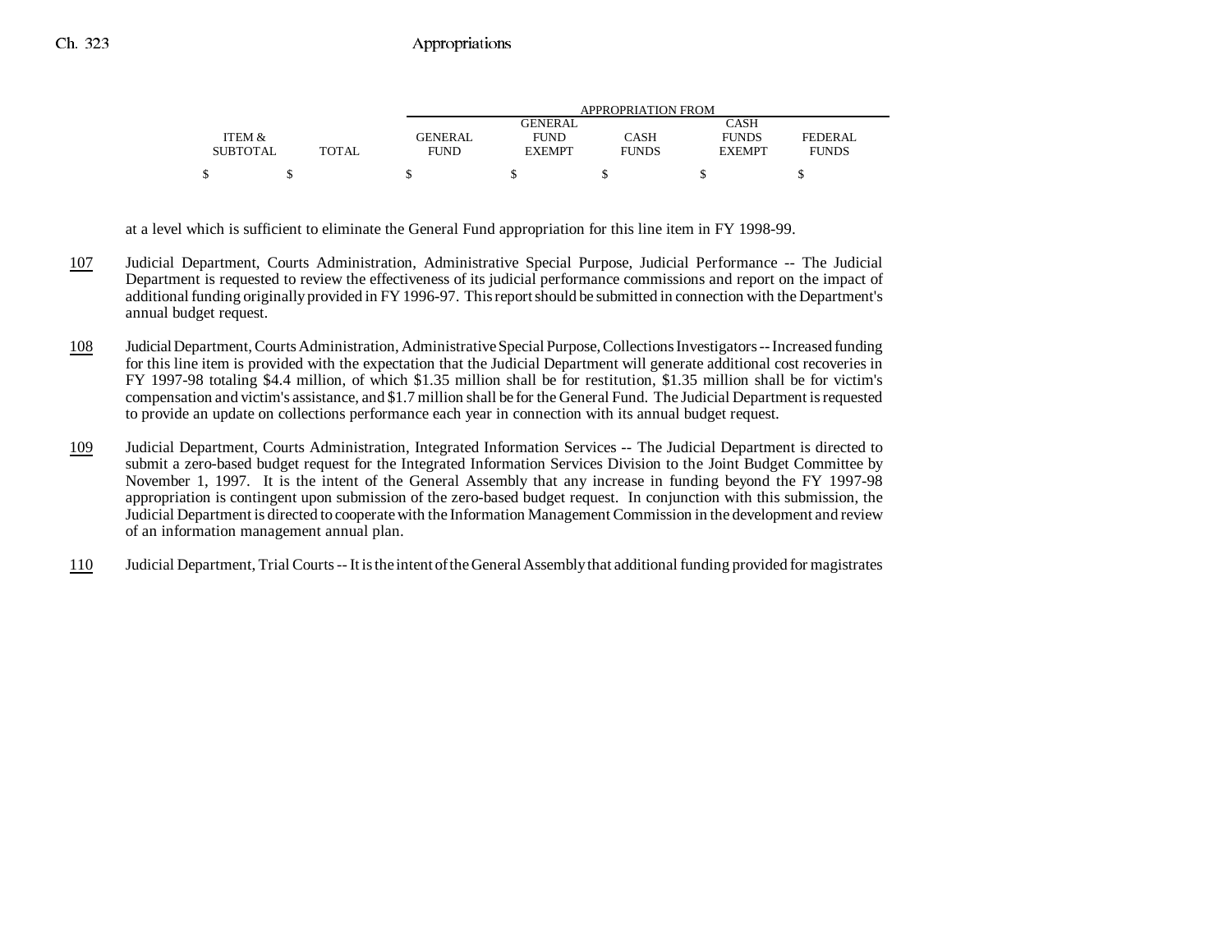| ITEM & SUBTOTAL | TOTAL | APPROPRIATION FROM GENERAL FUND | GENERAL FUND EXEMPT | CASH FUNDS | CASH FUNDS EXEMPT | FEDERAL FUNDS |
|---|---|---|---|---|---|---|
| $ | $ | $ | $ | $ | $ | $ |

at a level which is sufficient to eliminate the General Fund appropriation for this line item in FY 1998-99.

107 Judicial Department, Courts Administration, Administrative Special Purpose, Judicial Performance -- The Judicial Department is requested to review the effectiveness of its judicial performance commissions and report on the impact of additional funding originally provided in FY 1996-97. This report should be submitted in connection with the Department's annual budget request.

108 Judicial Department, Courts Administration, Administrative Special Purpose, Collections Investigators -- Increased funding for this line item is provided with the expectation that the Judicial Department will generate additional cost recoveries in FY 1997-98 totaling $4.4 million, of which $1.35 million shall be for restitution, $1.35 million shall be for victim's compensation and victim's assistance, and $1.7 million shall be for the General Fund. The Judicial Department is requested to provide an update on collections performance each year in connection with its annual budget request.

109 Judicial Department, Courts Administration, Integrated Information Services -- The Judicial Department is directed to submit a zero-based budget request for the Integrated Information Services Division to the Joint Budget Committee by November 1, 1997. It is the intent of the General Assembly that any increase in funding beyond the FY 1997-98 appropriation is contingent upon submission of the zero-based budget request. In conjunction with this submission, the Judicial Department is directed to cooperate with the Information Management Commission in the development and review of an information management annual plan.

110 Judicial Department, Trial Courts -- It is the intent of the General Assembly that additional funding provided for magistrates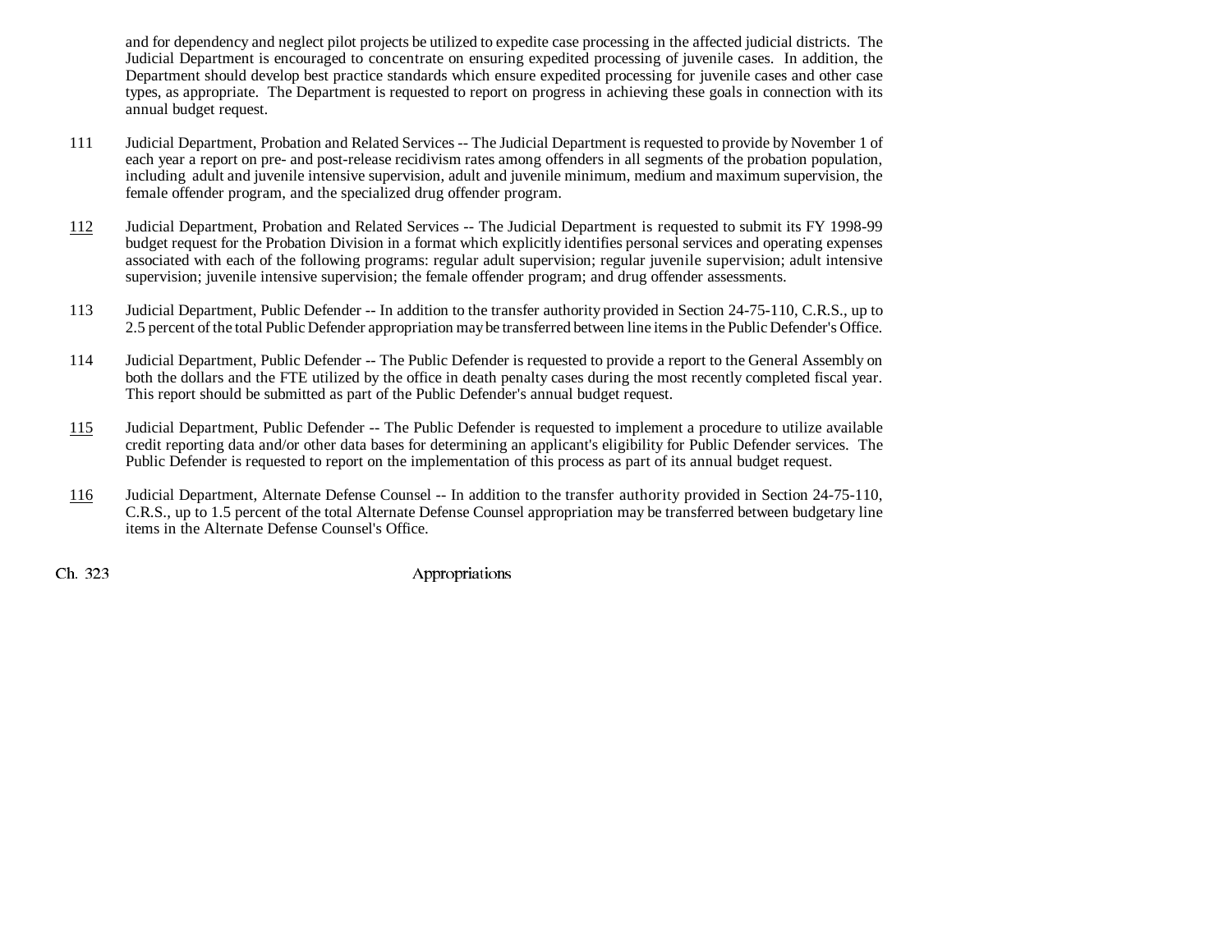and for dependency and neglect pilot projects be utilized to expedite case processing in the affected judicial districts. The Judicial Department is encouraged to concentrate on ensuring expedited processing of juvenile cases. In addition, the Department should develop best practice standards which ensure expedited processing for juvenile cases and other case types, as appropriate. The Department is requested to report on progress in achieving these goals in connection with its annual budget request.

111 Judicial Department, Probation and Related Services -- The Judicial Department is requested to provide by November 1 of each year a report on pre- and post-release recidivism rates among offenders in all segments of the probation population, including adult and juvenile intensive supervision, adult and juvenile minimum, medium and maximum supervision, the female offender program, and the specialized drug offender program.

112 Judicial Department, Probation and Related Services -- The Judicial Department is requested to submit its FY 1998-99 budget request for the Probation Division in a format which explicitly identifies personal services and operating expenses associated with each of the following programs: regular adult supervision; regular juvenile supervision; adult intensive supervision; juvenile intensive supervision; the female offender program; and drug offender assessments.

113 Judicial Department, Public Defender -- In addition to the transfer authority provided in Section 24-75-110, C.R.S., up to 2.5 percent of the total Public Defender appropriation may be transferred between line items in the Public Defender's Office.

114 Judicial Department, Public Defender -- The Public Defender is requested to provide a report to the General Assembly on both the dollars and the FTE utilized by the office in death penalty cases during the most recently completed fiscal year. This report should be submitted as part of the Public Defender's annual budget request.

115 Judicial Department, Public Defender -- The Public Defender is requested to implement a procedure to utilize available credit reporting data and/or other data bases for determining an applicant's eligibility for Public Defender services. The Public Defender is requested to report on the implementation of this process as part of its annual budget request.

116 Judicial Department, Alternate Defense Counsel -- In addition to the transfer authority provided in Section 24-75-110, C.R.S., up to 1.5 percent of the total Alternate Defense Counsel appropriation may be transferred between budgetary line items in the Alternate Defense Counsel's Office.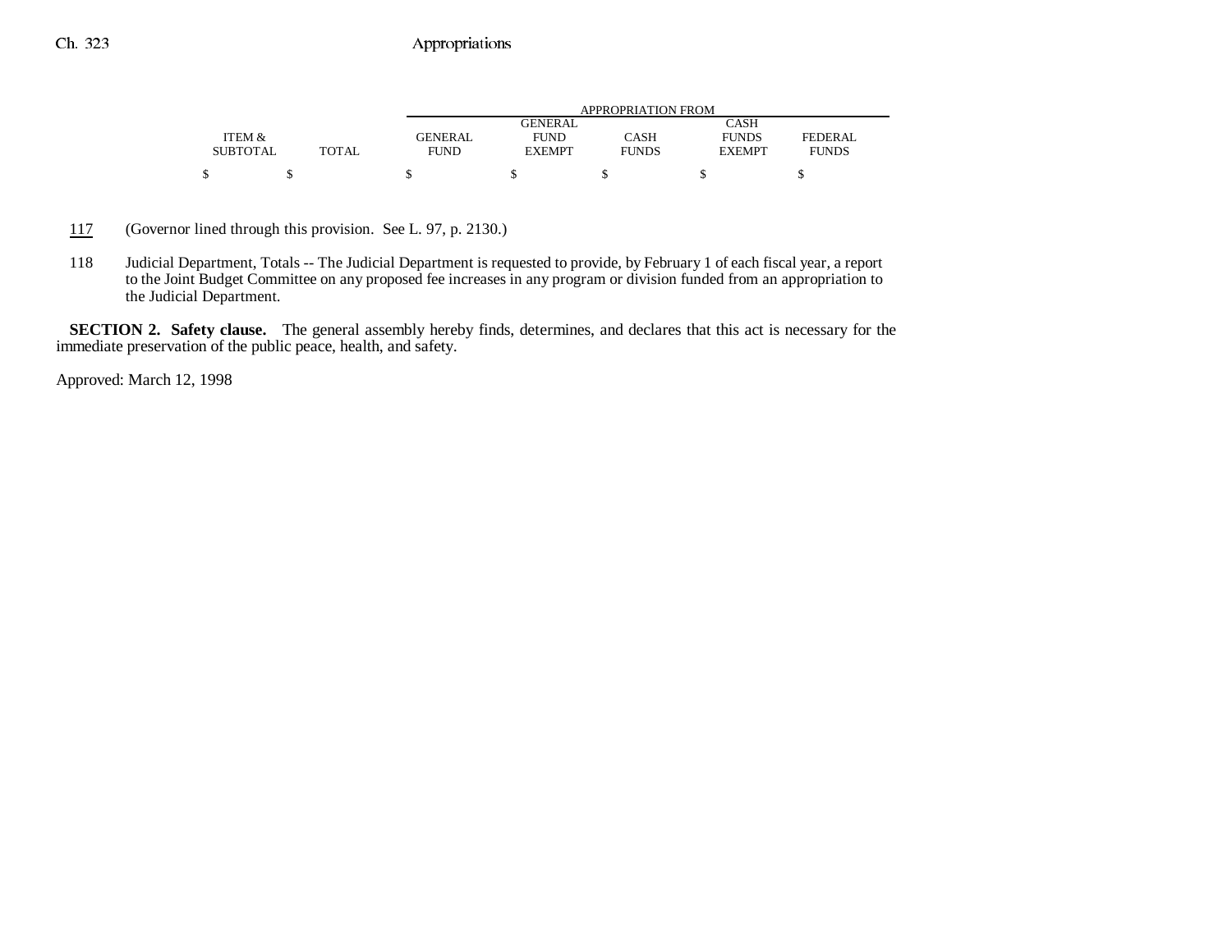| | | | APPROPRIATION FROM | | | | |
|---|---|---|---|---|---|---|---|
| ITEM & SUBTOTAL | TOTAL | GENERAL FUND | GENERAL FUND EXEMPT | CASH FUNDS | CASH FUNDS EXEMPT | FEDERAL FUNDS |
| $ | $ | $ | $ | $ | $ | $ |

117 (Governor lined through this provision. See L. 97, p. 2130.)

118 Judicial Department, Totals -- The Judicial Department is requested to provide, by February 1 of each fiscal year, a report to the Joint Budget Committee on any proposed fee increases in any program or division funded from an appropriation to the Judicial Department.

**SECTION 2. Safety clause.** The general assembly hereby finds, determines, and declares that this act is necessary for the immediate preservation of the public peace, health, and safety.

Approved: March 12, 1998